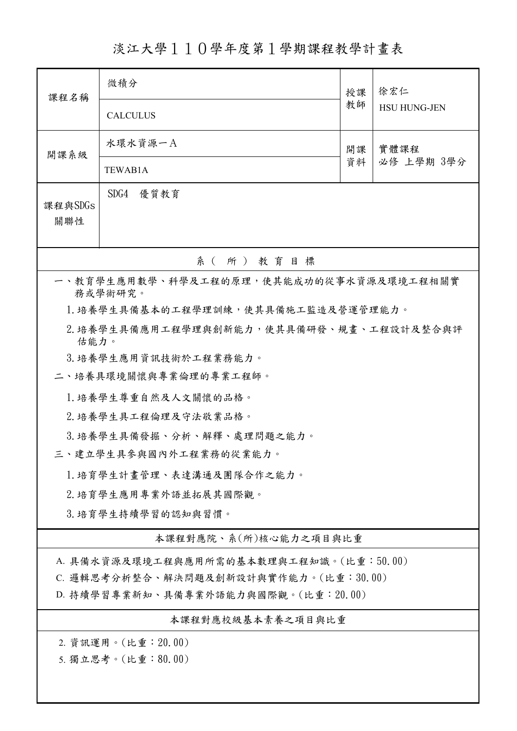# 淡江大學１１０學年度第１學期課程教學計畫表

| 課程名稱 | 微積分<br>CALCULUS | 授課教師 | 徐宏仁<br>HSU HUNG-JEN |
|---|---|---|---|
| 開課系級 | 水環水資源一Ａ<br>TEWAB1A | 開課資料 | 實體課程<br>必修 上學期 3學分 |
| 課程與SDGs關聯性 | SDG4 優質教育 | | |

## 系（所）教育目標

一、教育學生應用數學、科學及工程的原理，使其能成功的從事水資源及環境工程相關實務或學術研究。

1. 培養學生具備基本的工程學理訓練，使其具備施工監造及營運管理能力。
2. 培養學生具備應用工程學理與創新能力，使其具備研發、規畫、工程設計及整合與評估能力。
3. 培養學生應用資訊技術於工程業務能力。

二、培養具環境關懷與專業倫理的專業工程師。

1. 培養學生尊重自然及人文關懷的品格。
2. 培養學生具工程倫理及守法敬業品格。
3. 培養學生具備發掘、分析、解釋、處理問題之能力。

三、建立學生具參與國內外工程業務的從業能力。

1. 培育學生計畫管理、表達溝通及團隊合作之能力。
2. 培育學生應用專業外語並拓展其國際觀。
3. 培育學生持續學習的認知與習慣。

## 本課程對應院、系(所)核心能力之項目與比重

A. 具備水資源及環境工程與應用所需的基本數理與工程知識。(比重：50.00)

C. 邏輯思考分析整合、解決問題及創新設計與實作能力。(比重：30.00)

D. 持續學習專業新知、具備專業外語能力與國際觀。(比重：20.00)

## 本課程對應校級基本素養之項目與比重

2. 資訊運用。(比重：20.00)

5. 獨立思考。(比重：80.00)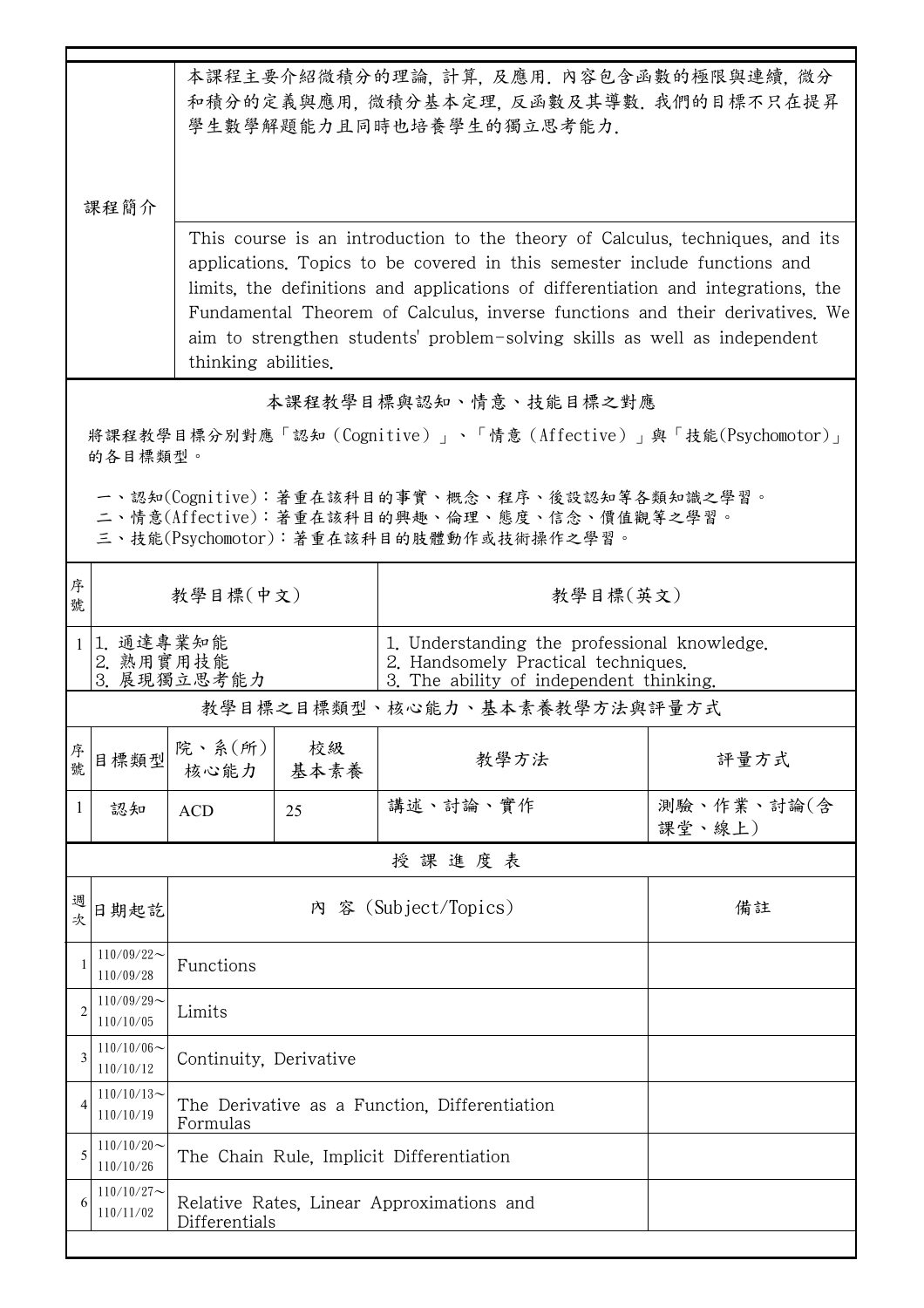| 課程簡介 | |
|---|---|
| 課程簡介 | 本課程主要介紹微積分的理論, 計算, 及應用. 內容包含函數的極限與連續, 微分和積分的定義與應用, 微積分基本定理, 反函數及其導數. 我們的目標不只在提昇學生數學解題能力且同時也培養學生的獨立思考能力. |
| | This course is an introduction to the theory of Calculus, techniques, and its applications. Topics to be covered in this semester include functions and limits, the definitions and applications of differentiation and integrations, the Fundamental Theorem of Calculus, inverse functions and their derivatives. We aim to strengthen students' problem-solving skills as well as independent thinking abilities. |

## 本課程教學目標與認知、情意、技能目標之對應

將課程教學目標分別對應「認知（Cognitive）」、「情意（Affective）」與「技能(Psychomotor)」的各目標類型。

一、認知(Cognitive)：著重在該科目的事實、概念、程序、後設認知等各類知識之學習。
二、情意(Affective)：著重在該科目的興趣、倫理、態度、信念、價值觀等之學習。
三、技能(Psychomotor)：著重在該科目的肢體動作或技術操作之學習。

| 序號 | 教學目標(中文) | 教學目標(英文) |
|---|---|---|
| 1 | 1. 通達專業知能<br>2. 熟用實用技能<br>3. 展現獨立思考能力 | 1. Understanding the professional knowledge.<br>2. Handsomely Practical techniques.<br>3. The ability of independent thinking. |

## 教學目之目標類型、核心能力、基本素養教學方法與評量方式

| 序號 | 目標類型 | 院、系(所)核心能力 | 校級基本素養 | 教學方法 | 評量方式 |
|---|---|---|---|---|---|
| 1 | 認知 | ACD | 25 | 講述、討論、實作 | 測驗、作業、討論(含課堂、線上) |

## 授 課 進 度 表

| 週次 | 日期起訖 | 內 容 (Subject/Topics) | 備註 |
|---|---|---|---|
| 1 | 110/09/22～110/09/28 | Functions | |
| 2 | 110/09/29～110/10/05 | Limits | |
| 3 | 110/10/06～110/10/12 | Continuity, Derivative | |
| 4 | 110/10/13～110/10/19 | The Derivative as a Function, Differentiation Formulas | |
| 5 | 110/10/20～110/10/26 | The Chain Rule, Implicit Differentiation | |
| 6 | 110/10/27～110/11/02 | Relative Rates, Linear Approximations and Differentials | |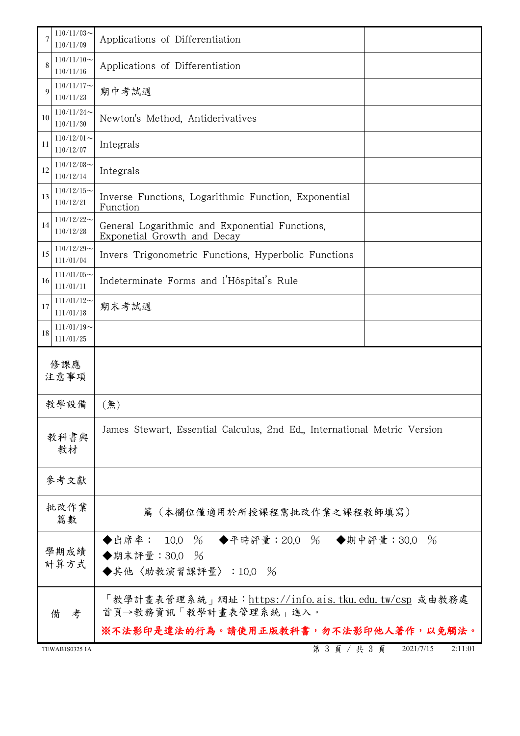| | | | |
|---|---|---|---|
| 7 | 110/11/03～<br>110/11/09 | Applications of Differentiation | |
| 8 | 110/11/10～<br>110/11/16 | Applications of Differentiation | |
| 9 | 110/11/17～<br>110/11/23 | 期中考試週 | |
| 10 | 110/11/24～<br>110/11/30 | Newton's Method, Antiderivatives | |
| 11 | 110/12/01～<br>110/12/07 | Integrals | |
| 12 | 110/12/08～<br>110/12/14 | Integrals | |
| 13 | 110/12/15～<br>110/12/21 | Inverse Functions, Logarithmic Function, Exponential Function | |
| 14 | 110/12/22～<br>110/12/28 | General Logarithmic and Exponential Functions, Exponetial Growth and Decay | |
| 15 | 110/12/29～<br>111/01/04 | Invers Trigonometric Functions, Hyperbolic Functions | |
| 16 | 111/01/05～<br>111/01/11 | Indeterminate Forms and l'Hôspital's Rule | |
| 17 | 111/01/12～<br>111/01/18 | 期末考試週 | |
| 18 | 111/01/19～<br>111/01/25 | | |

| | |
|---|---|
| 修課應注意事項 | |
| 教學設備 | (無) |
| 教科書與教材 | James Stewart, Essential Calculus, 2nd Ed., International Metric Version |
| 參考文獻 | |
| 批改作業篇數 | 篇（本欄位僅適用於所授課程需批改作業之課程教師填寫） |
| 學期成績計算方式 | ◆出席率： 10.0 ％ ◆平時評量：20.0 ％ ◆期中評量：30.0 ％<br>◆期末評量：30.0 ％<br>◆其他〈助教演習課評量〉：10.0 ％ |
| 備　考 | 「教學計畫表管理系統」網址：https://info.ais.tku.edu.tw/csp 或由教務處首頁→教務資訊「教學計畫表管理系統」進入。<br>**※不法影印是違法的行為。請使用正版教科書，勿不法影印他人著作，以免觸法。** |

TEWAB1S0325 1A　　2021/7/15　2:11:01